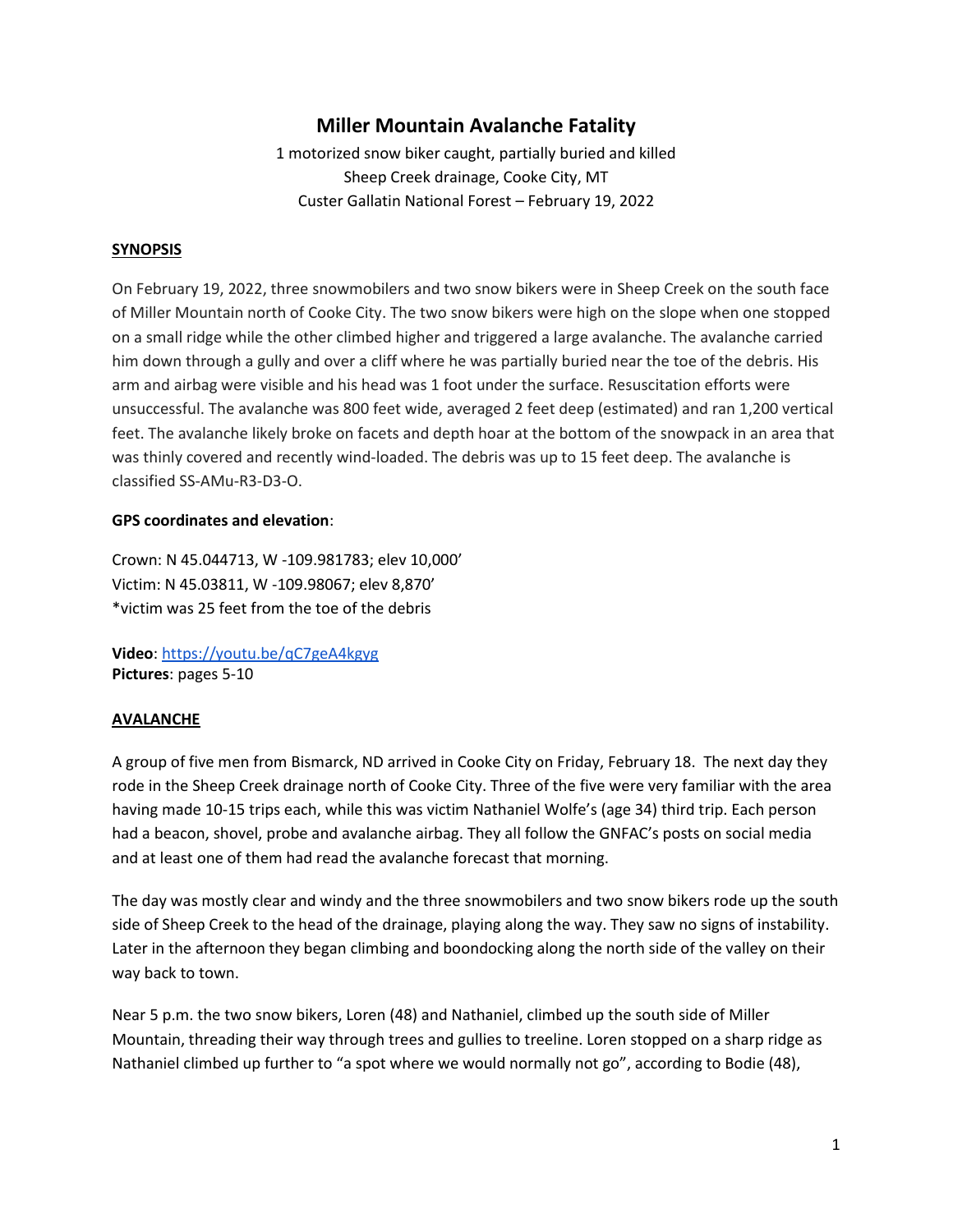# Miller Mountain Avalanche Fatality

1 motorized snow biker caught, partially buried and killed
Sheep Creek drainage, Cooke City, MT
Custer Gallatin National Forest – February 19, 2022

## SYNOPSIS

On February 19, 2022, three snowmobilers and two snow bikers were in Sheep Creek on the south face of Miller Mountain north of Cooke City. The two snow bikers were high on the slope when one stopped on a small ridge while the other climbed higher and triggered a large avalanche. The avalanche carried him down through a gully and over a cliff where he was partially buried near the toe of the debris. His arm and airbag were visible and his head was 1 foot under the surface. Resuscitation efforts were unsuccessful. The avalanche was 800 feet wide, averaged 2 feet deep (estimated) and ran 1,200 vertical feet. The avalanche likely broke on facets and depth hoar at the bottom of the snowpack in an area that was thinly covered and recently wind-loaded. The debris was up to 15 feet deep. The avalanche is classified SS-AMu-R3-D3-O.

**GPS coordinates and elevation**:

Crown: N 45.044713, W -109.981783; elev 10,000'
Victim: N 45.03811, W -109.98067; elev 8,870'
*victim was 25 feet from the toe of the debris

**Video**: https://youtu.be/qC7geA4kgyg
**Pictures**: pages 5-10

## AVALANCHE

A group of five men from Bismarck, ND arrived in Cooke City on Friday, February 18. The next day they rode in the Sheep Creek drainage north of Cooke City. Three of the five were very familiar with the area having made 10-15 trips each, while this was victim Nathaniel Wolfe's (age 34) third trip. Each person had a beacon, shovel, probe and avalanche airbag. They all follow the GNFAC's posts on social media and at least one of them had read the avalanche forecast that morning.

The day was mostly clear and windy and the three snowmobilers and two snow bikers rode up the south side of Sheep Creek to the head of the drainage, playing along the way. They saw no signs of instability. Later in the afternoon they began climbing and boondocking along the north side of the valley on their way back to town.

Near 5 p.m. the two snow bikers, Loren (48) and Nathaniel, climbed up the south side of Miller Mountain, threading their way through trees and gullies to treeline. Loren stopped on a sharp ridge as Nathaniel climbed up further to "a spot where we would normally not go", according to Bodie (48),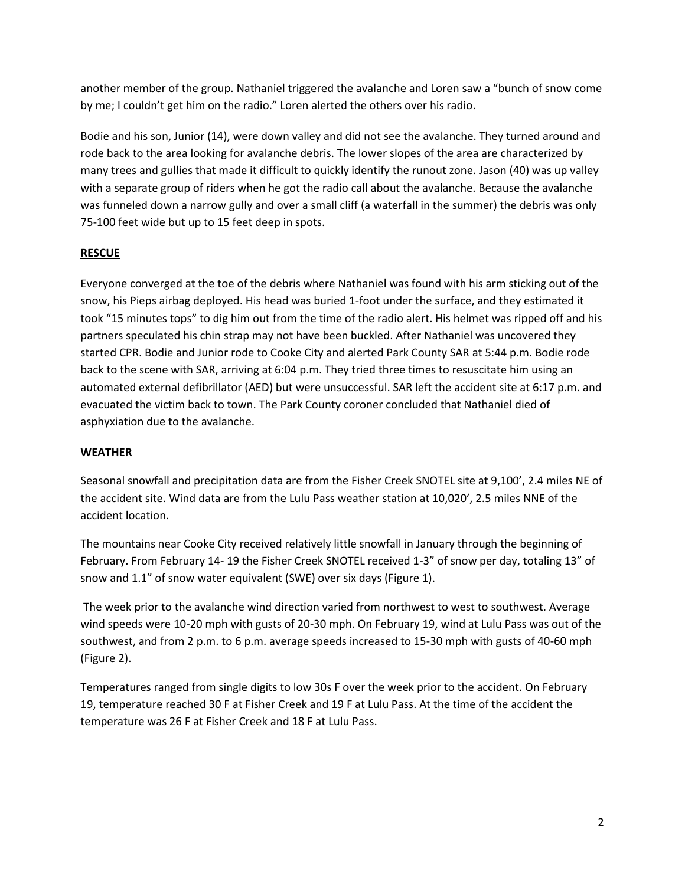another member of the group. Nathaniel triggered the avalanche and Loren saw a "bunch of snow come by me; I couldn't get him on the radio." Loren alerted the others over his radio.

Bodie and his son, Junior (14), were down valley and did not see the avalanche. They turned around and rode back to the area looking for avalanche debris. The lower slopes of the area are characterized by many trees and gullies that made it difficult to quickly identify the runout zone. Jason (40) was up valley with a separate group of riders when he got the radio call about the avalanche. Because the avalanche was funneled down a narrow gully and over a small cliff (a waterfall in the summer) the debris was only 75-100 feet wide but up to 15 feet deep in spots.

## RESCUE

Everyone converged at the toe of the debris where Nathaniel was found with his arm sticking out of the snow, his Pieps airbag deployed. His head was buried 1-foot under the surface, and they estimated it took "15 minutes tops" to dig him out from the time of the radio alert. His helmet was ripped off and his partners speculated his chin strap may not have been buckled. After Nathaniel was uncovered they started CPR. Bodie and Junior rode to Cooke City and alerted Park County SAR at 5:44 p.m. Bodie rode back to the scene with SAR, arriving at 6:04 p.m. They tried three times to resuscitate him using an automated external defibrillator (AED) but were unsuccessful. SAR left the accident site at 6:17 p.m. and evacuated the victim back to town. The Park County coroner concluded that Nathaniel died of asphyxiation due to the avalanche.

## WEATHER

Seasonal snowfall and precipitation data are from the Fisher Creek SNOTEL site at 9,100', 2.4 miles NE of the accident site. Wind data are from the Lulu Pass weather station at 10,020', 2.5 miles NNE of the accident location.

The mountains near Cooke City received relatively little snowfall in January through the beginning of February. From February 14- 19 the Fisher Creek SNOTEL received 1-3" of snow per day, totaling 13" of snow and 1.1" of snow water equivalent (SWE) over six days (Figure 1).

The week prior to the avalanche wind direction varied from northwest to west to southwest. Average wind speeds were 10-20 mph with gusts of 20-30 mph. On February 19, wind at Lulu Pass was out of the southwest, and from 2 p.m. to 6 p.m. average speeds increased to 15-30 mph with gusts of 40-60 mph (Figure 2).

Temperatures ranged from single digits to low 30s F over the week prior to the accident. On February 19, temperature reached 30 F at Fisher Creek and 19 F at Lulu Pass. At the time of the accident the temperature was 26 F at Fisher Creek and 18 F at Lulu Pass.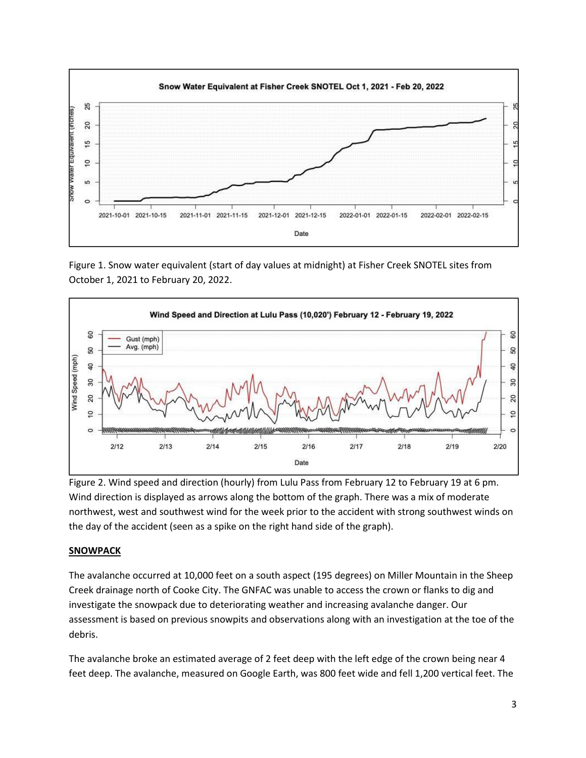Figure 1. Snow water equivalent (start of day values at midnight) at Fisher Creek SNOTEL sites from October 1, 2021 to February 20, 2022.

Figure 2. Wind speed and direction (hourly) from Lulu Pass from February 12 to February 19 at 6 pm. Wind direction is displayed as arrows along the bottom of the graph. There was a mix of moderate northwest, west and southwest wind for the week prior to the accident with strong southwest winds on the day of the accident (seen as a spike on the right hand side of the graph).

## SNOWPACK

The avalanche occurred at 10,000 feet on a south aspect (195 degrees) on Miller Mountain in the Sheep Creek drainage north of Cooke City. The GNFAC was unable to access the crown or flanks to dig and investigate the snowpack due to deteriorating weather and increasing avalanche danger. Our assessment is based on previous snowpits and observations along with an investigation at the toe of the debris.

The avalanche broke an estimated average of 2 feet deep with the left edge of the crown being near 4 feet deep. The avalanche, measured on Google Earth, was 800 feet wide and fell 1,200 vertical feet. The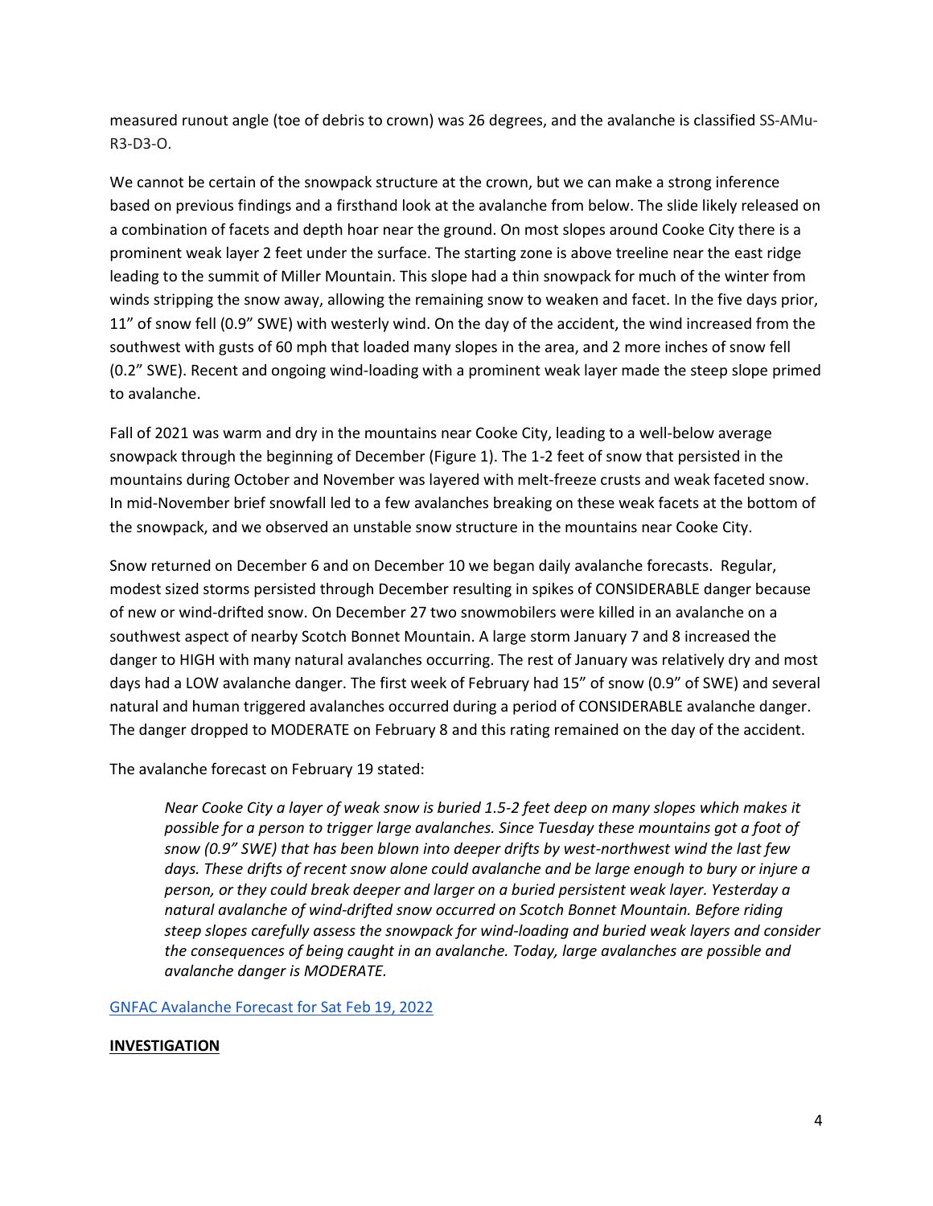measured runout angle (toe of debris to crown) was 26 degrees, and the avalanche is classified SS-AMu-R3-D3-O.

We cannot be certain of the snowpack structure at the crown, but we can make a strong inference based on previous findings and a firsthand look at the avalanche from below. The slide likely released on a combination of facets and depth hoar near the ground. On most slopes around Cooke City there is a prominent weak layer 2 feet under the surface. The starting zone is above treeline near the east ridge leading to the summit of Miller Mountain. This slope had a thin snowpack for much of the winter from winds stripping the snow away, allowing the remaining snow to weaken and facet. In the five days prior, 11" of snow fell (0.9" SWE) with westerly wind. On the day of the accident, the wind increased from the southwest with gusts of 60 mph that loaded many slopes in the area, and 2 more inches of snow fell (0.2" SWE). Recent and ongoing wind-loading with a prominent weak layer made the steep slope primed to avalanche.

Fall of 2021 was warm and dry in the mountains near Cooke City, leading to a well-below average snowpack through the beginning of December (Figure 1). The 1-2 feet of snow that persisted in the mountains during October and November was layered with melt-freeze crusts and weak faceted snow. In mid-November brief snowfall led to a few avalanches breaking on these weak facets at the bottom of the snowpack, and we observed an unstable snow structure in the mountains near Cooke City.

Snow returned on December 6 and on December 10 we began daily avalanche forecasts. Regular, modest sized storms persisted through December resulting in spikes of CONSIDERABLE danger because of new or wind-drifted snow. On December 27 two snowmobilers were killed in an avalanche on a southwest aspect of nearby Scotch Bonnet Mountain. A large storm January 7 and 8 increased the danger to HIGH with many natural avalanches occurring. The rest of January was relatively dry and most days had a LOW avalanche danger. The first week of February had 15" of snow (0.9" of SWE) and several natural and human triggered avalanches occurred during a period of CONSIDERABLE avalanche danger. The danger dropped to MODERATE on February 8 and this rating remained on the day of the accident.

The avalanche forecast on February 19 stated:

> *Near Cooke City a layer of weak snow is buried 1.5-2 feet deep on many slopes which makes it possible for a person to trigger large avalanches. Since Tuesday these mountains got a foot of snow (0.9" SWE) that has been blown into deeper drifts by west-northwest wind the last few days. These drifts of recent snow alone could avalanche and be large enough to bury or injure a person, or they could break deeper and larger on a buried persistent weak layer. Yesterday a natural avalanche of wind-drifted snow occurred on Scotch Bonnet Mountain. Before riding steep slopes carefully assess the snowpack for wind-loading and buried weak layers and consider the consequences of being caught in an avalanche. Today, large avalanches are possible and avalanche danger is MODERATE.*

GNFAC Avalanche Forecast for Sat Feb 19, 2022

**INVESTIGATION**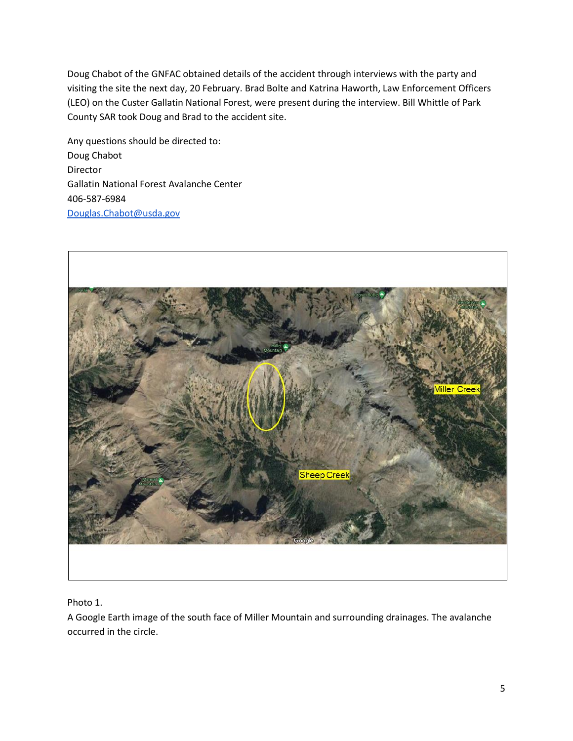Doug Chabot of the GNFAC obtained details of the accident through interviews with the party and visiting the site the next day, 20 February. Brad Bolte and Katrina Haworth, Law Enforcement Officers (LEO) on the Custer Gallatin National Forest, were present during the interview. Bill Whittle of Park County SAR took Doug and Brad to the accident site.

Any questions should be directed to:
Doug Chabot
Director
Gallatin National Forest Avalanche Center
406-587-6984
[Douglas.Chabot@usda.gov](mailto:Douglas.Chabot@usda.gov)

Photo 1.
A Google Earth image of the south face of Miller Mountain and surrounding drainages. The avalanche occurred in the circle.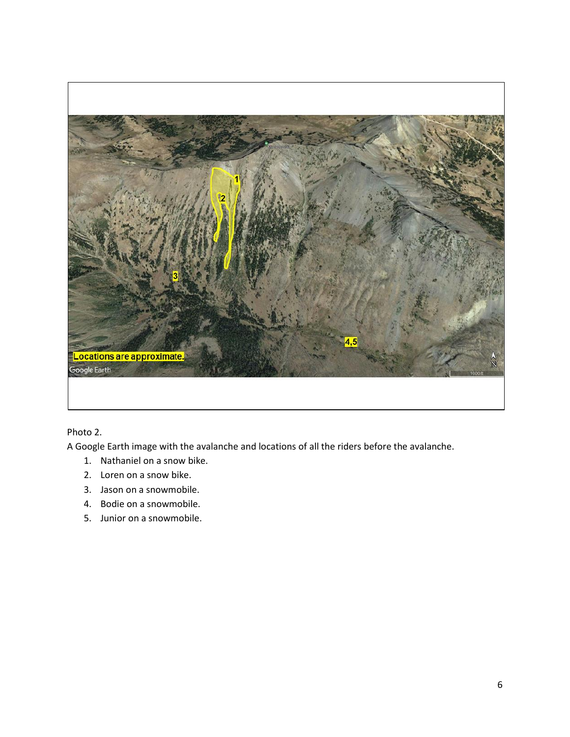Photo 2.

A Google Earth image with the avalanche and locations of all the riders before the avalanche.

1. Nathaniel on a snow bike.
2. Loren on a snow bike.
3. Jason on a snowmobile.
4. Bodie on a snowmobile.
5. Junior on a snowmobile.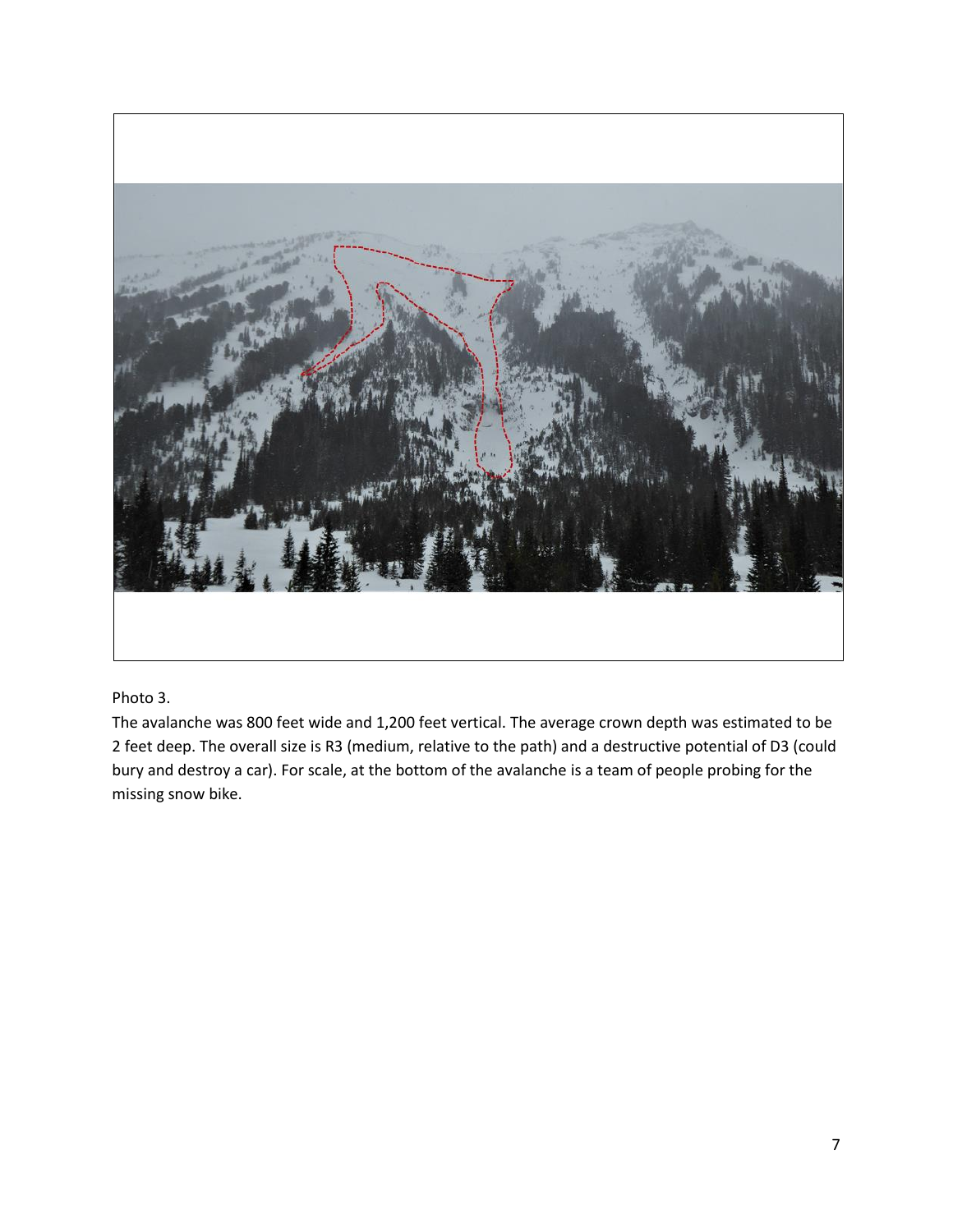Photo 3.

The avalanche was 800 feet wide and 1,200 feet vertical. The average crown depth was estimated to be 2 feet deep. The overall size is R3 (medium, relative to the path) and a destructive potential of D3 (could bury and destroy a car). For scale, at the bottom of the avalanche is a team of people probing for the missing snow bike.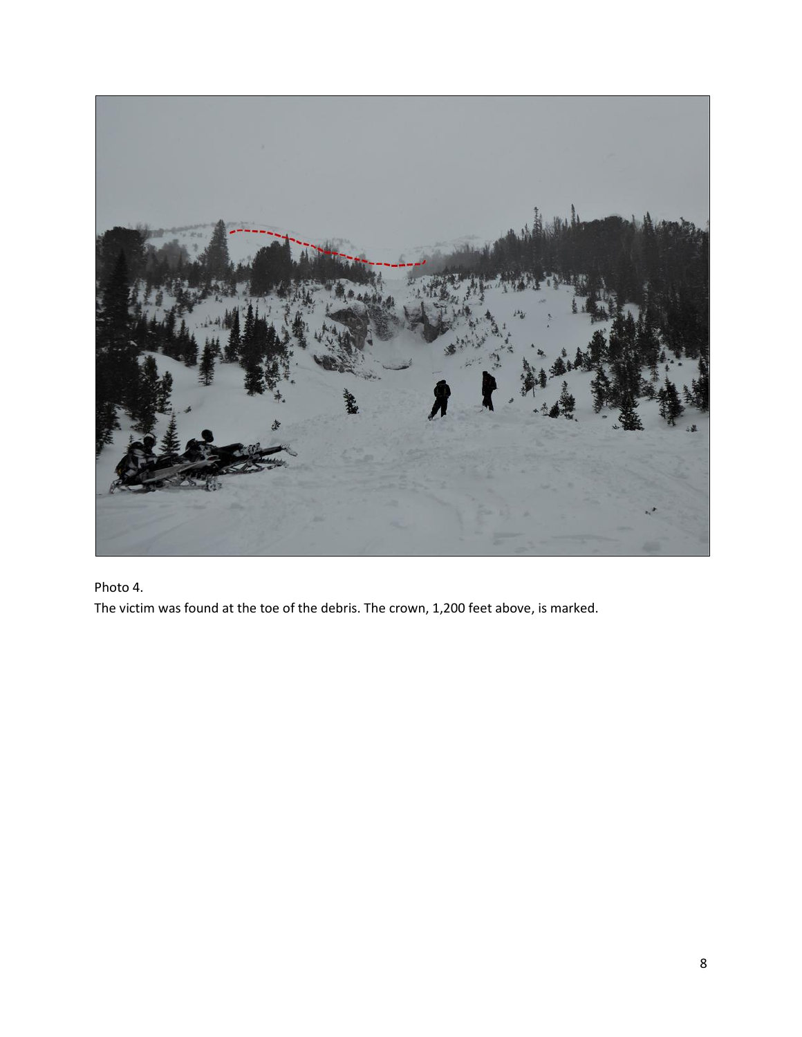Photo 4.

The victim was found at the toe of the debris. The crown, 1,200 feet above, is marked.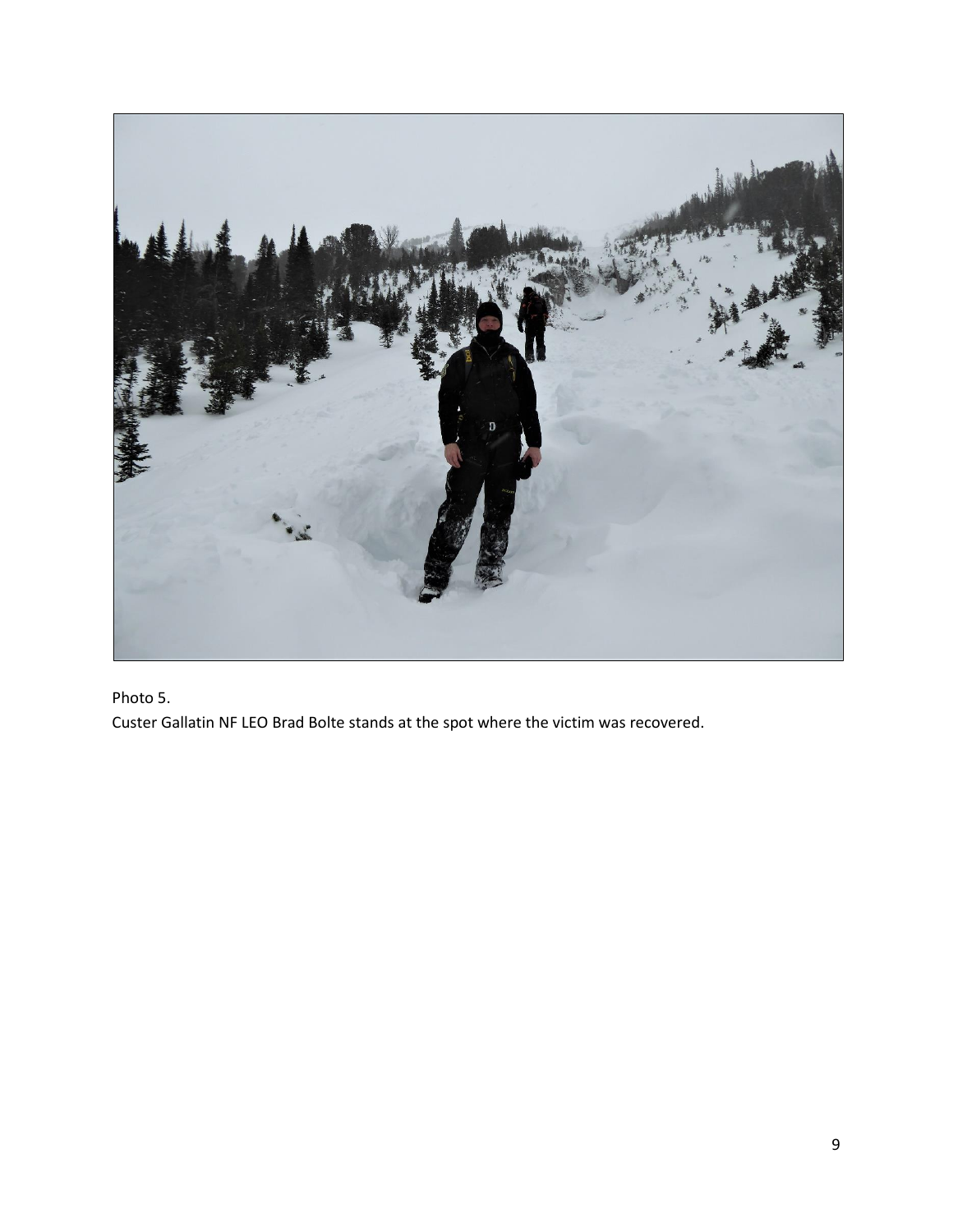Photo 5.

Custer Gallatin NF LEO Brad Bolte stands at the spot where the victim was recovered.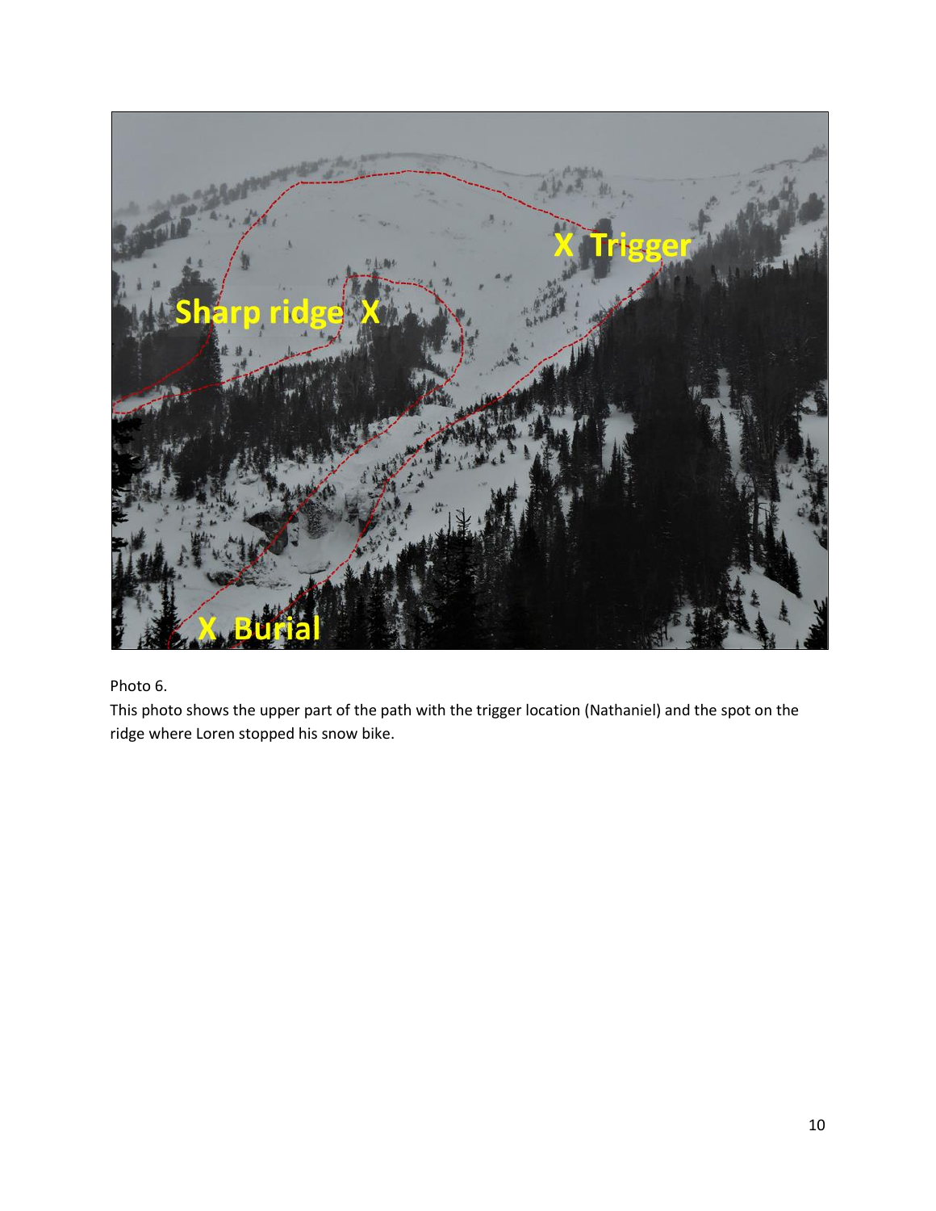Photo 6.

This photo shows the upper part of the path with the trigger location (Nathaniel) and the spot on the ridge where Loren stopped his snow bike.